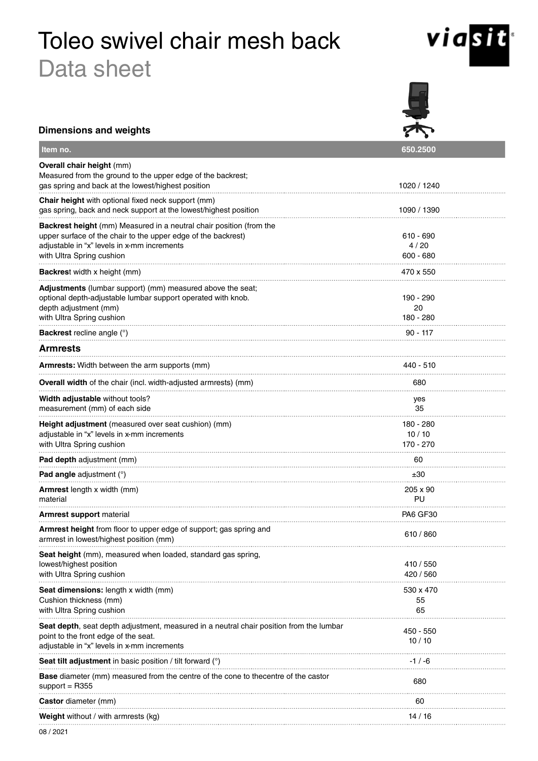# Toleo swivel chair mesh back

## Data sheet

### Dimensions and weights

| Item no. | 650.2500 |
|---|---|
| **Overall chair height** (mm)<br>Measured from the ground to the upper edge of the backrest;<br>gas spring and back at the lowest/highest position | 1020 / 1240 |
| **Chair height** with optional fixed neck support (mm)<br>gas spring, back and neck support at the lowest/highest position | 1090 / 1390 |
| **Backrest height** (mm) Measured in a neutral chair position (from the upper surface of the chair to the upper edge of the backrest)<br>adjustable in "x" levels in x-mm increments<br>with Ultra Spring cushion | 610 - 690<br>4 / 20<br>600 - 680 |
| **Backres**t width x height (mm) | 470 x 550 |
| **Adjustments** (lumbar support) (mm) measured above the seat;<br>optional depth-adjustable lumbar support operated with knob.<br>depth adjustment (mm)<br>with Ultra Spring cushion | 190 - 290<br>20<br>180 - 280 |
| **Backrest** recline angle (°) | 90 - 117 |
| **Armrests** | |
| **Armrests:** Width between the arm supports (mm) | 440 - 510 |
| **Overall width** of the chair (incl. width-adjusted armrests) (mm) | 680 |
| **Width adjustable** without tools?<br>measurement (mm) of each side | yes<br>35 |
| **Height adjustment** (measured over seat cushion) (mm)<br>adjustable in "x" levels in x-mm increments<br>with Ultra Spring cushion | 180 - 280<br>10 / 10<br>170 - 270 |
| **Pad depth** adjustment (mm) | 60 |
| **Pad angle** adjustment (°) | ±30 |
| **Armrest** length x width (mm)<br>material | 205 x 90<br>PU |
| **Armrest support** material | PA6 GF30 |
| **Armrest height** from floor to upper edge of support; gas spring and armrest in lowest/highest position (mm) | 610 / 860 |
| **Seat height** (mm), measured when loaded, standard gas spring,<br>lowest/highest position<br>with Ultra Spring cushion | 410 / 550<br>420 / 560 |
| **Seat dimensions:** length x width (mm)<br>Cushion thickness (mm)<br>with Ultra Spring cushion | 530 x 470<br>55<br>65 |
| **Seat depth**, seat depth adjustment, measured in a neutral chair position from the lumbar point to the front edge of the seat.<br>adjustable in "x" levels in x-mm increments | 450 - 550<br>10 / 10 |
| **Seat tilt adjustment** in basic position / tilt forward (°) | -1 / -6 |
| **Base** diameter (mm) measured from the centre of the cone to thecentre of the castor support = R355 | 680 |
| **Castor** diameter (mm) | 60 |
| **Weight** without / with armrests (kg) | 14 / 16 |

08 / 2021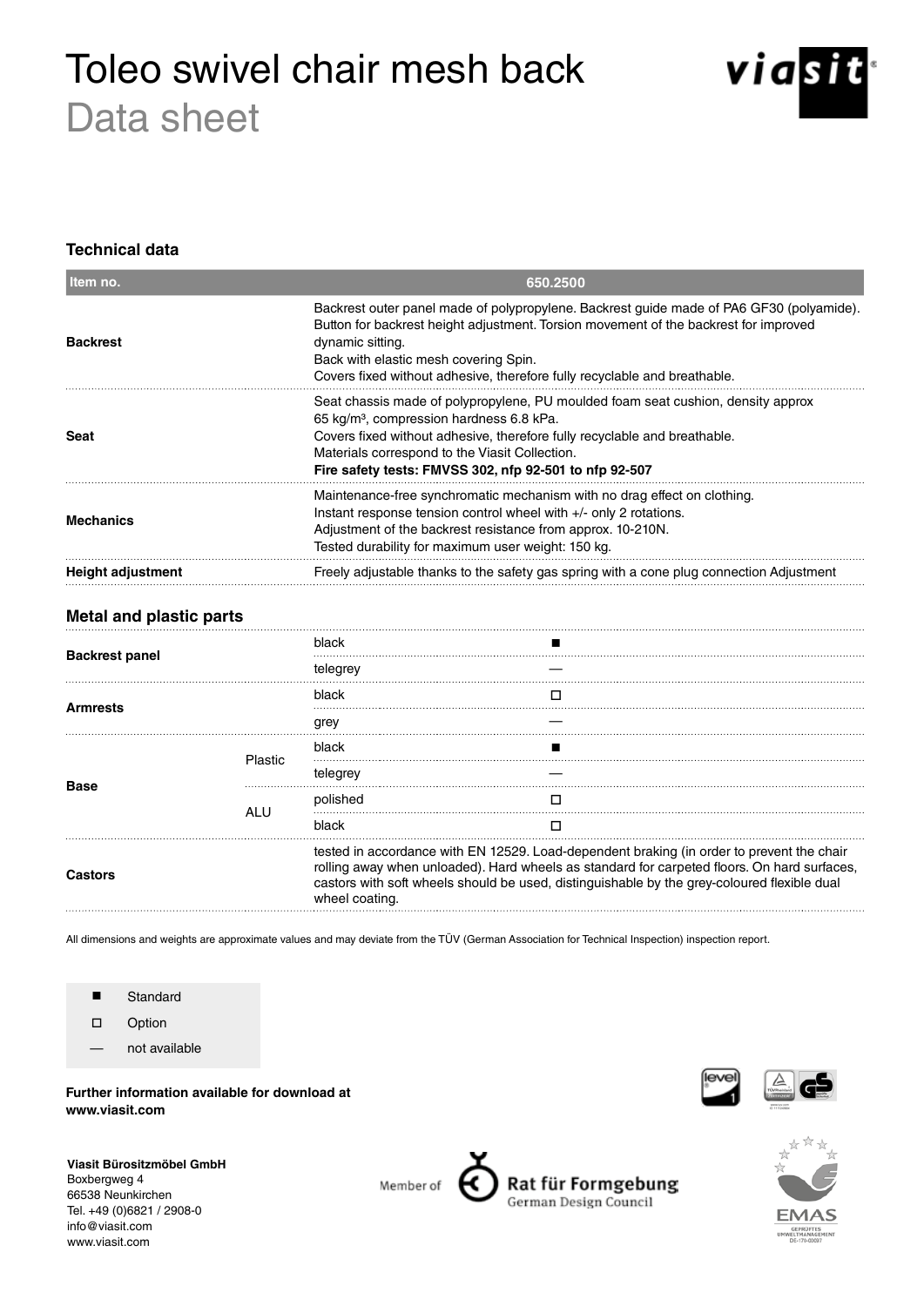# Toleo swivel chair mesh back

## Data sheet

### Technical data

| Item no. | 650.2500 |
|---|---|
| **Backrest** | Backrest outer panel made of polypropylene. Backrest guide made of PA6 GF30 (polyamide). Button for backrest height adjustment. Torsion movement of the backrest for improved dynamic sitting.<br>Back with elastic mesh covering Spin.<br>Covers fixed without adhesive, therefore fully recyclable and breathable. |
| **Seat** | Seat chassis made of polypropylene, PU moulded foam seat cushion, density approx 65 kg/m³, compression hardness 6.8 kPa.<br>Covers fixed without adhesive, therefore fully recyclable and breathable.<br>Materials correspond to the Viasit Collection.<br>**Fire safety tests: FMVSS 302, nfp 92-501 to nfp 92-507** |
| **Mechanics** | Maintenance-free synchromatic mechanism with no drag effect on clothing.<br>Instant response tension control wheel with +/- only 2 rotations.<br>Adjustment of the backrest resistance from approx. 10-210N.<br>Tested durability for maximum user weight: 150 kg. |
| **Height adjustment** | Freely adjustable thanks to the safety gas spring with a cone plug connection Adjustment |

### Metal and plastic parts

| | | | |
|---|---|---|---|
| **Backrest panel** | | black | ■ |
| | | telegrey | — |
| **Armrests** | | black | □ |
| | | grey | — |
| **Base** | Plastic | black | ■ |
| | | telegrey | — |
| | ALU | polished | □ |
| | | black | □ |
| **Castors** | | tested in accordance with EN 12529. Load-dependent braking (in order to prevent the chair rolling away when unloaded). Hard wheels as standard for carpeted floors. On hard surfaces, castors with soft wheels should be used, distinguishable by the grey-coloured flexible dual wheel coating. | |

All dimensions and weights are approximate values and may deviate from the TÜV (German Association for Technical Inspection) inspection report.

- ■ Standard
- □ Option
- — not available

**Further information available for download at www.viasit.com**

**Viasit Bürositzmöbel GmbH**
Boxbergweg 4
66538 Neunkirchen
Tel. +49 (0)6821 / 2908-0
info@viasit.com
www.viasit.com

Member of Rat für Formgebung German Design Council

EMAS GEPRÜFTES UMWELTMANAGEMENT DE-176-00097